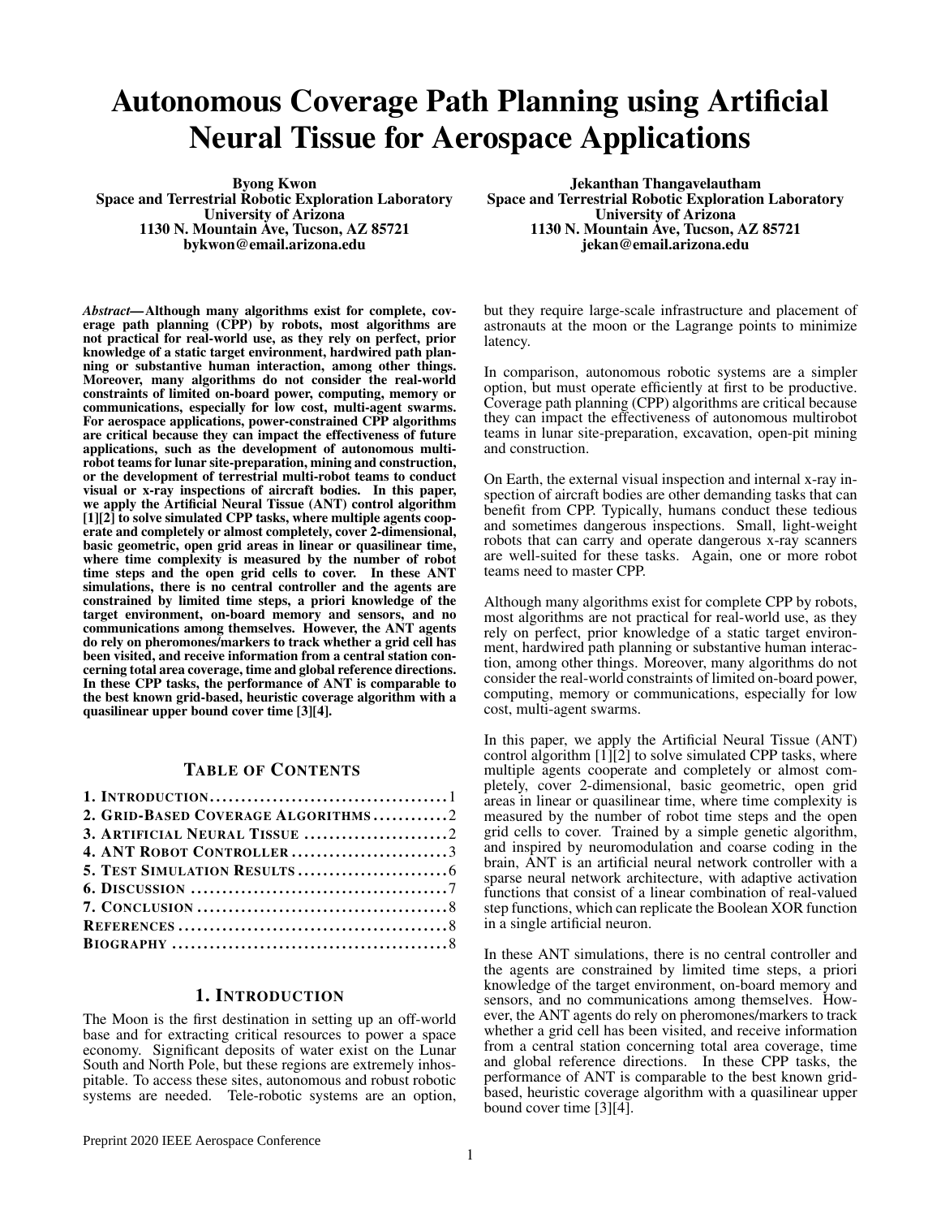# Autonomous Coverage Path Planning using Artificial Neural Tissue for Aerospace Applications

**Byong Kwon**
**Space and Terrestrial Robotic Exploration Laboratory**
**University of Arizona**
**1130 N. Mountain Ave, Tucson, AZ 85721**
**bykwon@email.arizona.edu**

**Jekanthan Thangavelautham**
**Space and Terrestrial Robotic Exploration Laboratory**
**University of Arizona**
**1130 N. Mountain Ave, Tucson, AZ 85721**
**jekan@email.arizona.edu**

*Abstract*—**Although many algorithms exist for complete, coverage path planning (CPP) by robots, most algorithms are not practical for real-world use, as they rely on perfect, prior knowledge of a static target environment, hardwired path planning or substantive human interaction, among other things. Moreover, many algorithms do not consider the real-world constraints of limited on-board power, computing, memory or communications, especially for low cost, multi-agent swarms. For aerospace applications, power-constrained CPP algorithms are critical because they can impact the effectiveness of future applications, such as the development of autonomous multi-robot teams for lunar site-preparation, mining and construction, or the development of terrestrial multi-robot teams to conduct visual or x-ray inspections of aircraft bodies. In this paper, we apply the Artificial Neural Tissue (ANT) control algorithm [1][2] to solve simulated CPP tasks, where multiple agents cooperate and completely or almost completely, cover 2-dimensional, basic geometric, open grid areas in linear or quasilinear time, where time complexity is measured by the number of robot time steps and the open grid cells to cover. In these ANT simulations, there is no central controller and the agents are constrained by limited time steps, a priori knowledge of the target environment, on-board memory and sensors, and no communications among themselves. However, the ANT agents do rely on pheromones/markers to track whether a grid cell has been visited, and receive information from a central station concerning total area coverage, time and global reference directions. In these CPP tasks, the performance of ANT is comparable to the best known grid-based, heuristic coverage algorithm with a quasilinear upper bound cover time [3][4].**

## Table of Contents

1. Introduction ... 1
2. Grid-Based Coverage Algorithms ... 2
3. Artificial Neural Tissue ... 2
4. ANT Robot Controller ... 3
5. Test Simulation Results ... 6
6. Discussion ... 7
7. Conclusion ... 8

References ... 8

Biography ... 8

## 1. Introduction

The Moon is the first destination in setting up an off-world base and for extracting critical resources to power a space economy. Significant deposits of water exist on the Lunar South and North Pole, but these regions are extremely inhospitable. To access these sites, autonomous and robust robotic systems are needed. Tele-robotic systems are an option, but they require large-scale infrastructure and placement of astronauts at the moon or the Lagrange points to minimize latency.

In comparison, autonomous robotic systems are a simpler option, but must operate efficiently at first to be productive. Coverage path planning (CPP) algorithms are critical because they can impact the effectiveness of autonomous multirobot teams in lunar site-preparation, excavation, open-pit mining and construction.

On Earth, the external visual inspection and internal x-ray inspection of aircraft bodies are other demanding tasks that can benefit from CPP. Typically, humans conduct these tedious and sometimes dangerous inspections. Small, light-weight robots that can carry and operate dangerous x-ray scanners are well-suited for these tasks. Again, one or more robot teams need to master CPP.

Although many algorithms exist for complete CPP by robots, most algorithms are not practical for real-world use, as they rely on perfect, prior knowledge of a static target environment, hardwired path planning or substantive human interaction, among other things. Moreover, many algorithms do not consider the real-world constraints of limited on-board power, computing, memory or communications, especially for low cost, multi-agent swarms.

In this paper, we apply the Artificial Neural Tissue (ANT) control algorithm [1][2] to solve simulated CPP tasks, where multiple agents cooperate and completely or almost completely, cover 2-dimensional, basic geometric, open grid areas in linear or quasilinear time, where time complexity is measured by the number of robot time steps and the open grid cells to cover. Trained by a simple genetic algorithm, and inspired by neuromodulation and coarse coding in the brain, ANT is an artificial neural network controller with a sparse neural network architecture, with adaptive activation functions that consist of a linear combination of real-valued step functions, which can replicate the Boolean XOR function in a single artificial neuron.

In these ANT simulations, there is no central controller and the agents are constrained by limited time steps, a priori knowledge of the target environment, on-board memory and sensors, and no communications among themselves. However, the ANT agents do rely on pheromones/markers to track whether a grid cell has been visited, and receive information from a central station concerning total area coverage, time and global reference directions. In these CPP tasks, the performance of ANT is comparable to the best known grid-based, heuristic coverage algorithm with a quasilinear upper bound cover time [3][4].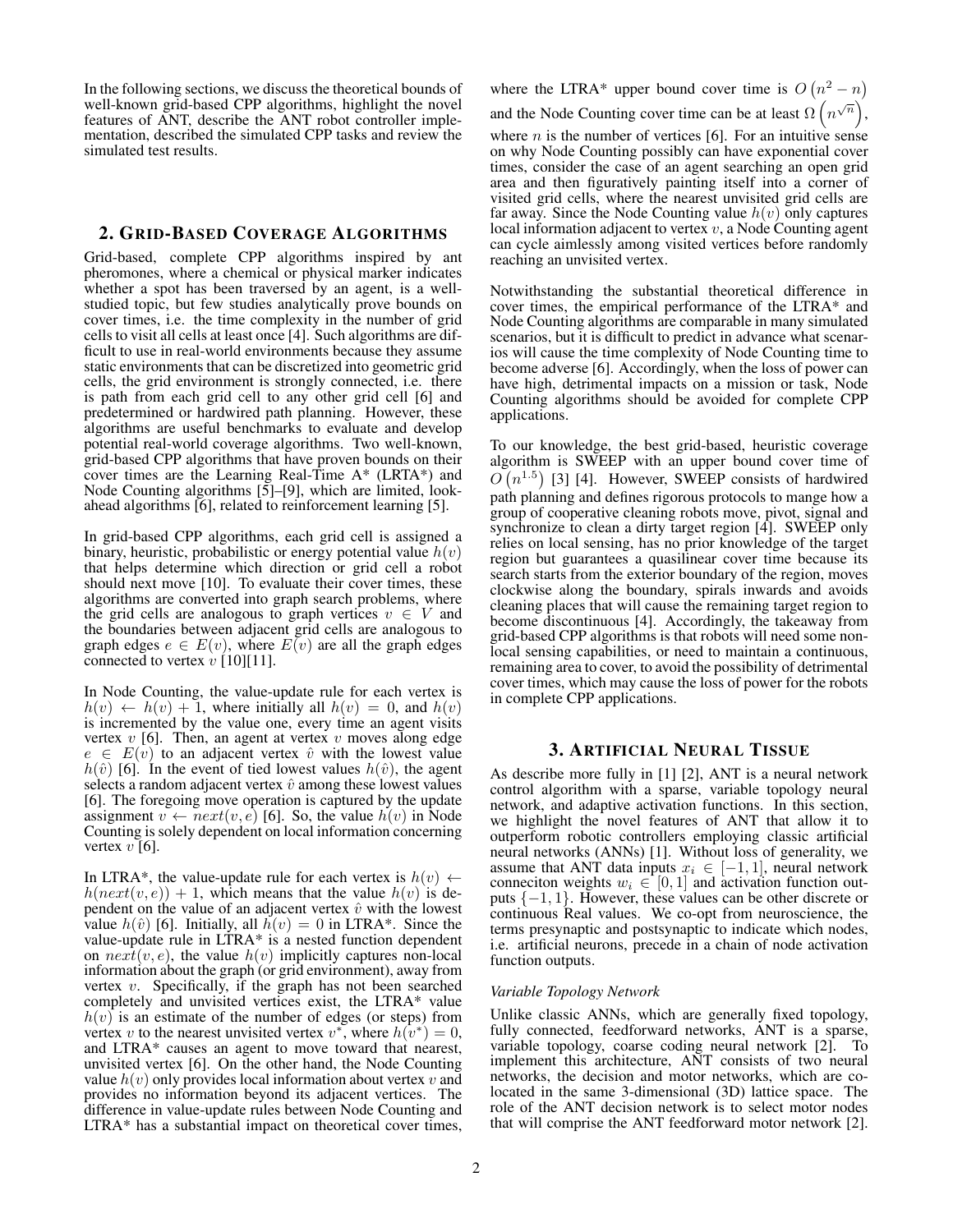In the following sections, we discuss the theoretical bounds of well-known grid-based CPP algorithms, highlight the novel features of ANT, describe the ANT robot controller implementation, described the simulated CPP tasks and review the simulated test results.

## 2. Grid-Based Coverage Algorithms

Grid-based, complete CPP algorithms inspired by ant pheromones, where a chemical or physical marker indicates whether a spot has been traversed by an agent, is a well-studied topic, but few studies analytically prove bounds on cover times, i.e. the time complexity in the number of grid cells to visit all cells at least once [4]. Such algorithms are difficult to use in real-world environments because they assume static environments that can be discretized into geometric grid cells, the grid environment is strongly connected, i.e. there is path from each grid cell to any other grid cell [6] and predetermined or hardwired path planning. However, these algorithms are useful benchmarks to evaluate and develop potential real-world coverage algorithms. Two well-known, grid-based CPP algorithms that have proven bounds on their cover times are the Learning Real-Time A* (LRTA*) and Node Counting algorithms [5]–[9], which are limited, look-ahead algorithms [6], related to reinforcement learning [5].

In grid-based CPP algorithms, each grid cell is assigned a binary, heuristic, probabilistic or energy potential value $h(v)$ that helps determine which direction or grid cell a robot should next move [10]. To evaluate their cover times, these algorithms are converted into graph search problems, where the grid cells are analogous to graph vertices $v \in V$ and the boundaries between adjacent grid cells are analogous to graph edges $e \in E(v)$, where $E(v)$ are all the graph edges connected to vertex $v$ [10][11].

In Node Counting, the value-update rule for each vertex is $h(v) \leftarrow h(v) + 1$, where initially all $h(v) = 0$, and $h(v)$ is incremented by the value one, every time an agent visits vertex $v$ [6]. Then, an agent at vertex $v$ moves along edge $e \in E(v)$ to an adjacent vertex $\hat{v}$ with the lowest value $h(\hat{v})$ [6]. In the event of tied lowest values $h(\hat{v})$, the agent selects a random adjacent vertex $\hat{v}$ among these lowest values [6]. The foregoing move operation is captured by the update assignment $v \leftarrow next(v, e)$ [6]. So, the value $h(v)$ in Node Counting is solely dependent on local information concerning vertex $v$ [6].

In LTRA*, the value-update rule for each vertex is $h(v) \leftarrow h(next(v, e)) + 1$, which means that the value $h(v)$ is dependent on the value of an adjacent vertex $\hat{v}$ with the lowest value $h(\hat{v})$ [6]. Initially, all $h(v) = 0$ in LTRA*. Since the value-update rule in LTRA* is a nested function dependent on $next(v, e)$, the value $h(v)$ implicitly captures non-local information about the graph (or grid environment), away from vertex $v$. Specifically, if the graph has not been searched completely and unvisited vertices exist, the LTRA* value $h(v)$ is an estimate of the number of edges (or steps) from vertex $v$ to the nearest unvisited vertex $v^*$, where $h(v^*) = 0$, and LTRA* causes an agent to move toward that nearest, unvisited vertex [6]. On the other hand, the Node Counting value $h(v)$ only provides local information about vertex $v$ and provides no information beyond its adjacent vertices. The difference in value-update rules between Node Counting and LTRA* has a substantial impact on theoretical cover times, where the LTRA* upper bound cover time is $O\left(n^2 - n\right)$ and the Node Counting cover time can be at least $\Omega\left(n^{\sqrt{n}}\right)$, where $n$ is the number of vertices [6]. For an intuitive sense on why Node Counting possibly can have exponential cover times, consider the case of an agent searching an open grid area and then figuratively painting itself into a corner of visited grid cells, where the nearest unvisited grid cells are far away. Since the Node Counting value $h(v)$ only captures local information adjacent to vertex $v$, a Node Counting agent can cycle aimlessly among visited vertices before randomly reaching an unvisited vertex.

Notwithstanding the substantial theoretical difference in cover times, the empirical performance of the LTRA* and Node Counting algorithms are comparable in many simulated scenarios, but it is difficult to predict in advance what scenarios will cause the time complexity of Node Counting time to become adverse [6]. Accordingly, when the loss of power can have high, detrimental impacts on a mission or task, Node Counting algorithms should be avoided for complete CPP applications.

To our knowledge, the best grid-based, heuristic coverage algorithm is SWEEP with an upper bound cover time of $O\left(n^{1.5}\right)$ [3] [4]. However, SWEEP consists of hardwired path planning and defines rigorous protocols to mange how a group of cooperative cleaning robots move, pivot, signal and synchronize to clean a dirty target region [4]. SWEEP only relies on local sensing, has no prior knowledge of the target region but guarantees a quasilinear cover time because its search starts from the exterior boundary of the region, moves clockwise along the boundary, spirals inwards and avoids cleaning places that will cause the remaining target region to become discontinuous [4]. Accordingly, the takeaway from grid-based CPP algorithms is that robots will need some non-local sensing capabilities, or need to maintain a continuous, remaining area to cover, to avoid the possibility of detrimental cover times, which may cause the loss of power for the robots in complete CPP applications.

## 3. Artificial Neural Tissue

As describe more fully in [1] [2], ANT is a neural network control algorithm with a sparse, variable topology neural network, and adaptive activation functions. In this section, we highlight the novel features of ANT that allow it to outperform robotic controllers employing classic artificial neural networks (ANNs) [1]. Without loss of generality, we assume that ANT data inputs $x_i \in [-1, 1]$, neural network conneciton weights $w_i \in [0, 1]$ and activation function outputs $\{-1, 1\}$. However, these values can be other discrete or continuous Real values. We co-opt from neuroscience, the terms presynaptic and postsynaptic to indicate which nodes, i.e. artificial neurons, precede in a chain of node activation function outputs.

### *Variable Topology Network*

Unlike classic ANNs, which are generally fixed topology, fully connected, feedforward networks, ANT is a sparse, variable topology, coarse coding neural network [2]. To implement this architecture, ANT consists of two neural networks, the decision and motor networks, which are co-located in the same 3-dimensional (3D) lattice space. The role of the ANT decision network is to select motor nodes that will comprise the ANT feedforward motor network [2].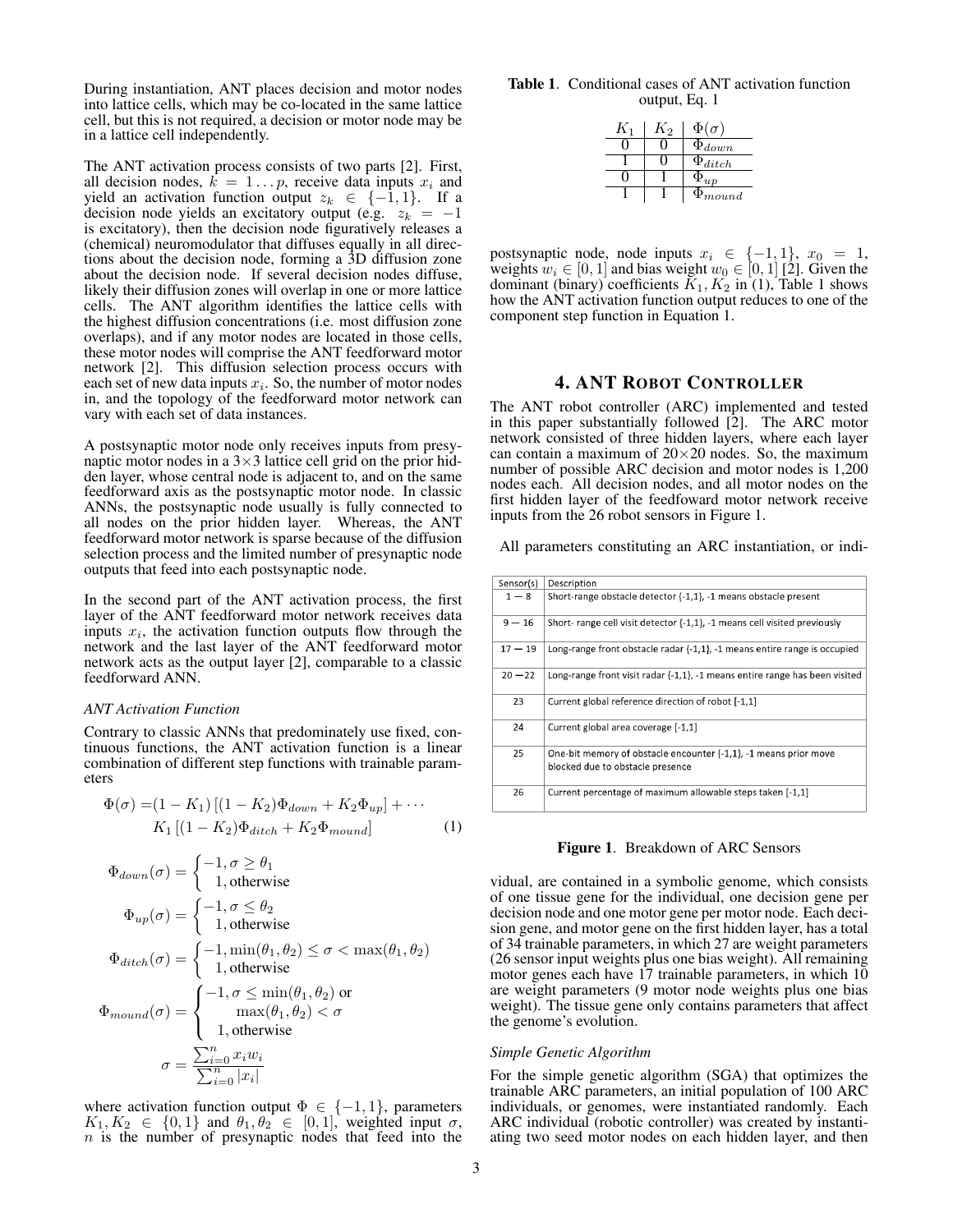During instantiation, ANT places decision and motor nodes into lattice cells, which may be co-located in the same lattice cell, but this is not required, a decision or motor node may be in a lattice cell independently.

The ANT activation process consists of two parts [2]. First, all decision nodes, $k = 1 \dots p$, receive data inputs $x_i$ and yield an activation function output $z_k \in \{-1, 1\}$. If a decision node yields an excitatory output (e.g. $z_k = -1$ is excitatory), then the decision node figuratively releases a (chemical) neuromodulator that diffuses equally in all directions about the decision node, forming a 3D diffusion zone about the decision node. If several decision nodes diffuse, likely their diffusion zones will overlap in one or more lattice cells. The ANT algorithm identifies the lattice cells with the highest diffusion concentrations (i.e. most diffusion zone overlaps), and if any motor nodes are located in those cells, these motor nodes will comprise the ANT feedforward motor network [2]. This diffusion selection process occurs with each set of new data inputs $x_i$. So, the number of motor nodes in, and the topology of the feedforward motor network can vary with each set of data instances.

A postsynaptic motor node only receives inputs from presynaptic motor nodes in a 3×3 lattice cell grid on the prior hidden layer, whose central node is adjacent to, and on the same feedforward axis as the postsynaptic motor node. In classic ANNs, the postsynaptic node usually is fully connected to all nodes on the prior hidden layer. Whereas, the ANT feedforward motor network is sparse because of the diffusion selection process and the limited number of presynaptic node outputs that feed into each postsynaptic node.

In the second part of the ANT activation process, the first layer of the ANT feedforward motor network receives data inputs $x_i$, the activation function outputs flow through the network and the last layer of the ANT feedforward motor network acts as the output layer [2], comparable to a classic feedforward ANN.

*ANT Activation Function*

Contrary to classic ANNs that predominately use fixed, continuous functions, the ANT activation function is a linear combination of different step functions with trainable parameters

$$\Phi(\sigma) = (1 - K_1)\left[(1 - K_2)\Phi_{down} + K_2\Phi_{up}\right] + \cdots$$
$$K_1\left[(1 - K_2)\Phi_{ditch} + K_2\Phi_{mound}\right] \tag{1}$$

$$\Phi_{down}(\sigma) = \begin{cases} -1, \sigma \geq \theta_1 \\ 1, \text{otherwise} \end{cases}$$

$$\Phi_{up}(\sigma) = \begin{cases} -1, \sigma \leq \theta_2 \\ 1, \text{otherwise} \end{cases}$$

$$\Phi_{ditch}(\sigma) = \begin{cases} -1, \min(\theta_1, \theta_2) \leq \sigma < \max(\theta_1, \theta_2) \\ 1, \text{otherwise} \end{cases}$$

$$\Phi_{mound}(\sigma) = \begin{cases} -1, \sigma \leq \min(\theta_1, \theta_2) \text{ or} \\ \quad\; \max(\theta_1, \theta_2) < \sigma \\ 1, \text{otherwise} \end{cases}$$

$$\sigma = \frac{\sum_{i=0}^{n} x_i w_i}{\sum_{i=0}^{n} |x_i|}$$

where activation function output $\Phi \in \{-1, 1\}$, parameters $K_1, K_2 \in \{0, 1\}$ and $\theta_1, \theta_2 \in [0, 1]$, weighted input $\sigma$, $n$ is the number of presynaptic nodes that feed into the postsynaptic node, node inputs $x_i \in \{-1, 1\}$, $x_0 = 1$, weights $w_i \in [0, 1]$ and bias weight $w_0 \in [0, 1]$ [2]. Given the dominant (binary) coefficients $K_1, K_2$ in (1), Table 1 shows how the ANT activation function output reduces to one of the component step function in Equation 1.

**Table 1**. Conditional cases of ANT activation function output, Eq. 1

| $K_1$ | $K_2$ | $\Phi(\sigma)$ |
|---|---|---|
| 0 | 0 | $\Phi_{down}$ |
| 1 | 0 | $\Phi_{ditch}$ |
| 0 | 1 | $\Phi_{up}$ |
| 1 | 1 | $\Phi_{mound}$ |

## 4. ANT Robot Controller

The ANT robot controller (ARC) implemented and tested in this paper substantially followed [2]. The ARC motor network consisted of three hidden layers, where each layer can contain a maximum of 20×20 nodes. So, the maximum number of possible ARC decision and motor nodes is 1,200 nodes each. All decision nodes, and all motor nodes on the first hidden layer of the feedfoward motor network receive inputs from the 26 robot sensors in Figure 1.

All parameters constituting an ARC instantiation, or individual, are contained in a symbolic genome, which consists of one tissue gene for the individual, one decision gene per decision node and one motor gene per motor node. Each decision gene, and motor gene on the first hidden layer, has a total of 34 trainable parameters, in which 27 are weight parameters (26 sensor input weights plus one bias weight). All remaining motor genes each have 17 trainable parameters, in which 10 are weight parameters (9 motor node weights plus one bias weight). The tissue gene only contains parameters that affect the genome's evolution.

| Sensor(s) | Description |
|---|---|
| 1 — 8 | Short-range obstacle detector {-1,1}, -1 means obstacle present |
| 9 — 16 | Short- range cell visit detector {-1,1}, -1 means cell visited previously |
| 17 — 19 | Long-range front obstacle radar {-1,1}, -1 means entire range is occupied |
| 20 —22 | Long-range front visit radar {-1,1}, -1 means entire range has been visited |
| 23 | Current global reference direction of robot [-1,1] |
| 24 | Current global area coverage [-1,1] |
| 25 | One-bit memory of obstacle encounter {-1,1}, -1 means prior move blocked due to obstacle presence |
| 26 | Current percentage of maximum allowable steps taken [-1,1] |

**Figure 1**. Breakdown of ARC Sensors

*Simple Genetic Algorithm*

For the simple genetic algorithm (SGA) that optimizes the trainable ARC parameters, an initial population of 100 ARC individuals, or genomes, were instantiated randomly. Each ARC individual (robotic controller) was created by instantiating two seed motor nodes on each hidden layer, and then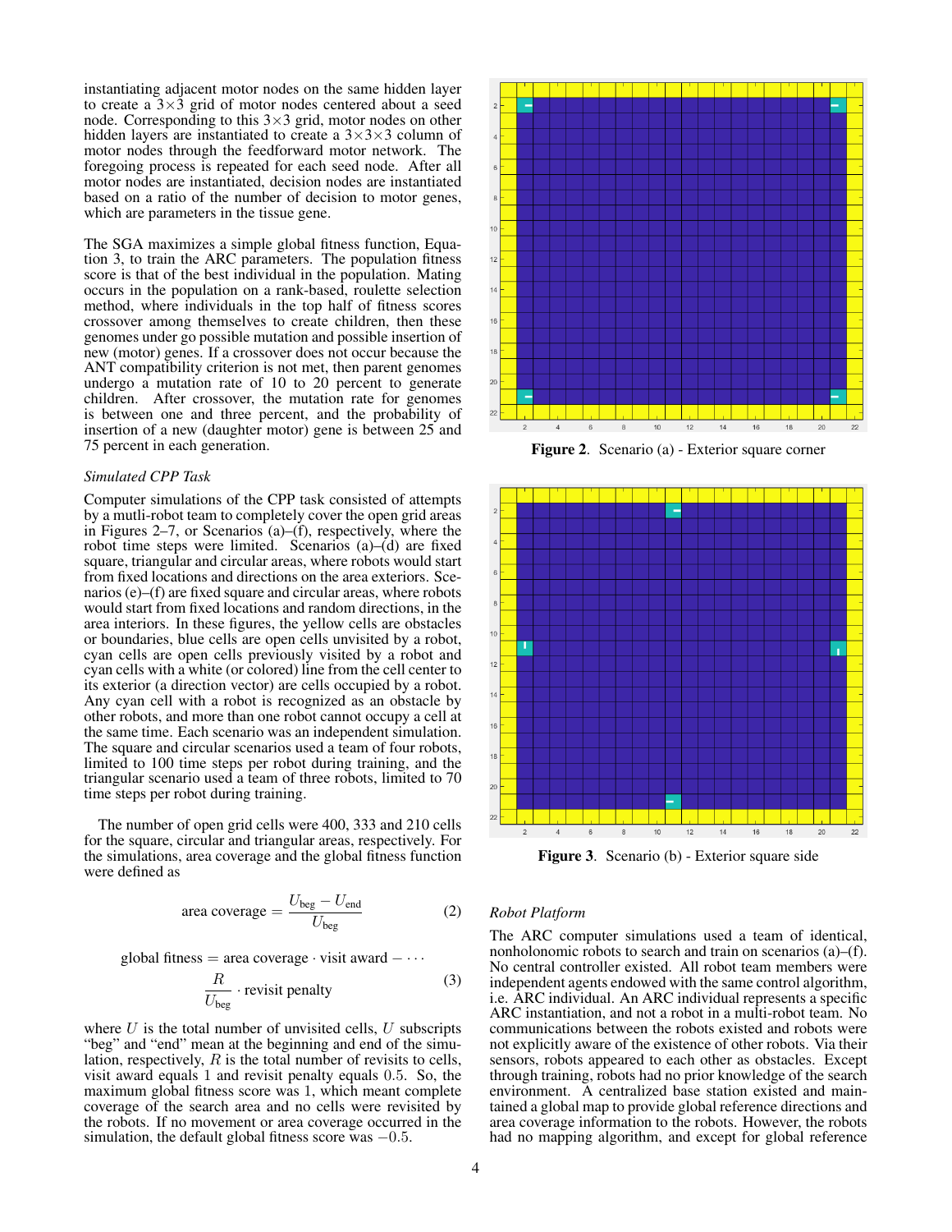instantiating adjacent motor nodes on the same hidden layer to create a 3×3 grid of motor nodes centered about a seed node. Corresponding to this 3×3 grid, motor nodes on other hidden layers are instantiated to create a 3×3×3 column of motor nodes through the feedforward motor network. The foregoing process is repeated for each seed node. After all motor nodes are instantiated, decision nodes are instantiated based on a ratio of the number of decision to motor genes, which are parameters in the tissue gene.

The SGA maximizes a simple global fitness function, Equation 3, to train the ARC parameters. The population fitness score is that of the best individual in the population. Mating occurs in the population on a rank-based, roulette selection method, where individuals in the top half of fitness scores crossover among themselves to create children, then these genomes under go possible mutation and possible insertion of new (motor) genes. If a crossover does not occur because the ANT compatibility criterion is not met, then parent genomes undergo a mutation rate of 10 to 20 percent to generate children. After crossover, the mutation rate for genomes is between one and three percent, and the probability of insertion of a new (daughter motor) gene is between 25 and 75 percent in each generation.

### *Simulated CPP Task*

Computer simulations of the CPP task consisted of attempts by a mutli-robot team to completely cover the open grid areas in Figures 2–7, or Scenarios (a)–(f), respectively, where the robot time steps were limited. Scenarios (a)–(d) are fixed square, triangular and circular areas, where robots would start from fixed locations and directions on the area exteriors. Scenarios (e)–(f) are fixed square and circular areas, where robots would start from fixed locations and random directions, in the area interiors. In these figures, the yellow cells are obstacles or boundaries, blue cells are open cells unvisited by a robot, cyan cells are open cells previously visited by a robot and cyan cells with a white (or colored) line from the cell center to its exterior (a direction vector) are cells occupied by a robot. Any cyan cell with a robot is recognized as an obstacle by other robots, and more than one robot cannot occupy a cell at the same time. Each scenario was an independent simulation. The square and circular scenarios used a team of four robots, limited to 100 time steps per robot during training, and the triangular scenario used a team of three robots, limited to 70 time steps per robot during training.

The number of open grid cells were 400, 333 and 210 cells for the square, circular and triangular areas, respectively. For the simulations, area coverage and the global fitness function were defined as

$$\text{area coverage} = \frac{U_{\text{beg}} - U_{\text{end}}}{U_{\text{beg}}} \tag{2}$$

$$\text{global fitness} = \text{area coverage} \cdot \text{visit award} - \cdots \\ \frac{R}{U_{\text{beg}}} \cdot \text{revisit penalty} \tag{3}$$

where $U$ is the total number of unvisited cells, $U$ subscripts "beg" and "end" mean at the beginning and end of the simulation, respectively, $R$ is the total number of revisits to cells, visit award equals $1$ and revisit penalty equals $0.5$. So, the maximum global fitness score was $1$, which meant complete coverage of the search area and no cells were revisited by the robots. If no movement or area coverage occurred in the simulation, the default global fitness score was $-0.5$.

**Figure 2**. Scenario (a) - Exterior square corner

**Figure 3**. Scenario (b) - Exterior square side

### *Robot Platform*

The ARC computer simulations used a team of identical, nonholonomic robots to search and train on scenarios (a)–(f). No central controller existed. All robot team members were independent agents endowed with the same control algorithm, i.e. ARC individual. An ARC individual represents a specific ARC instantiation, and not a robot in a multi-robot team. No communications between the robots existed and robots were not explicitly aware of the existence of other robots. Via their sensors, robots appeared to each other as obstacles. Except through training, robots had no prior knowledge of the search environment. A centralized base station existed and maintained a global map to provide global reference directions and area coverage information to the robots. However, the robots had no mapping algorithm, and except for global reference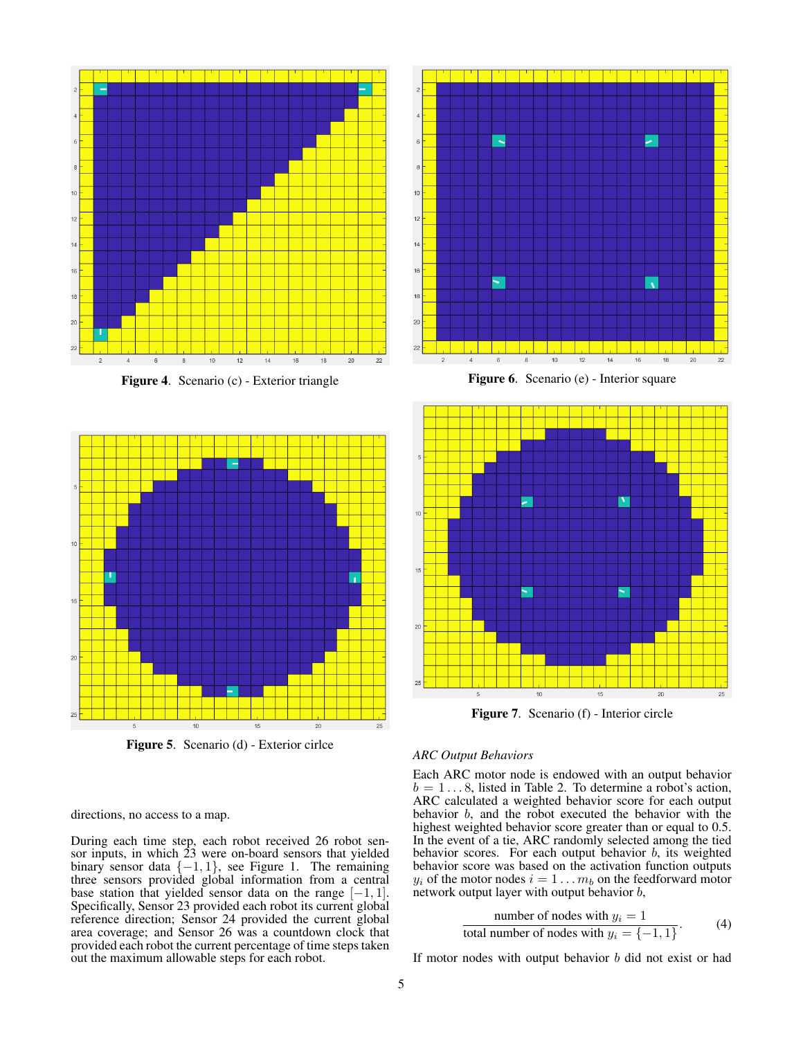Figure 4. Scenario (c) - Exterior triangle

Figure 5. Scenario (d) - Exterior cirlce

Figure 6. Scenario (e) - Interior square

Figure 7. Scenario (f) - Interior circle

directions, no access to a map.

During each time step, each robot received 26 robot sensor inputs, in which 23 were on-board sensors that yielded binary sensor data $\{-1, 1\}$, see Figure 1. The remaining three sensors provided global information from a central base station that yielded sensor data on the range $[-1, 1]$. Specifically, Sensor 23 provided each robot its current global reference direction; Sensor 24 provided the current global area coverage; and Sensor 26 was a countdown clock that provided each robot the current percentage of time steps taken out the maximum allowable steps for each robot.

### *ARC Output Behaviors*

Each ARC motor node is endowed with an output behavior $b = 1 \ldots 8$, listed in Table 2. To determine a robot's action, ARC calculated a weighted behavior score for each output behavior $b$, and the robot executed the behavior with the highest weighted behavior score greater than or equal to 0.5. In the event of a tie, ARC randomly selected among the tied behavior scores. For each output behavior $b$, its weighted behavior score was based on the activation function outputs $y_i$ of the motor nodes $i = 1 \ldots m_b$ on the feedforward motor network output layer with output behavior $b$,

$$\frac{\text{number of nodes with } y_i = 1}{\text{total number of nodes with } y_i = \{-1, 1\}}. \tag{4}$$

If motor nodes with output behavior $b$ did not exist or had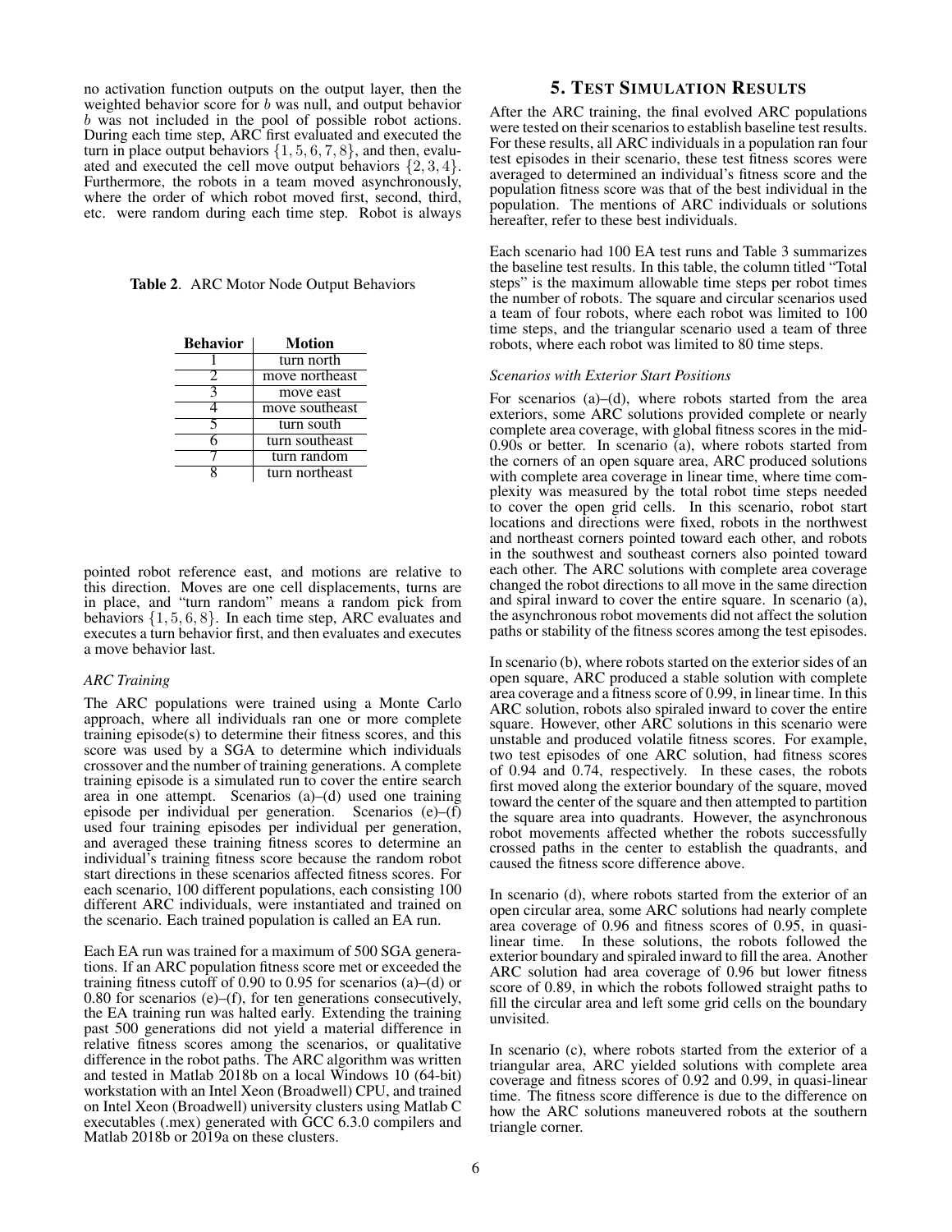no activation function outputs on the output layer, then the weighted behavior score for $b$ was null, and output behavior $b$ was not included in the pool of possible robot actions. During each time step, ARC first evaluated and executed the turn in place output behaviors $\{1, 5, 6, 7, 8\}$, and then, evaluated and executed the cell move output behaviors $\{2, 3, 4\}$. Furthermore, the robots in a team moved asynchronously, where the order of which robot moved first, second, third, etc. were random during each time step. Robot is always pointed robot reference east, and motions are relative to this direction. Moves are one cell displacements, turns are in place, and "turn random" means a random pick from behaviors $\{1, 5, 6, 8\}$. In each time step, ARC evaluates and executes a turn behavior first, and then evaluates and executes a move behavior last.

**Table 2**. ARC Motor Node Output Behaviors

| Behavior | Motion |
|---|---|
| 1 | turn north |
| 2 | move northeast |
| 3 | move east |
| 4 | move southeast |
| 5 | turn south |
| 6 | turn southeast |
| 7 | turn random |
| 8 | turn northeast |

### *ARC Training*

The ARC populations were trained using a Monte Carlo approach, where all individuals ran one or more complete training episode(s) to determine their fitness scores, and this score was used by a SGA to determine which individuals crossover and the number of training generations. A complete training episode is a simulated run to cover the entire search area in one attempt. Scenarios (a)–(d) used one training episode per individual per generation. Scenarios (e)–(f) used four training episodes per individual per generation, and averaged these training fitness scores to determine an individual's training fitness score because the random robot start directions in these scenarios affected fitness scores. For each scenario, 100 different populations, each consisting 100 different ARC individuals, were instantiated and trained on the scenario. Each trained population is called an EA run.

Each EA run was trained for a maximum of 500 SGA generations. If an ARC population fitness score met or exceeded the training fitness cutoff of 0.90 to 0.95 for scenarios (a)–(d) or 0.80 for scenarios (e)–(f), for ten generations consecutively, the EA training run was halted early. Extending the training past 500 generations did not yield a material difference in relative fitness scores among the scenarios, or qualitative difference in the robot paths. The ARC algorithm was written and tested in Matlab 2018b on a local Windows 10 (64-bit) workstation with an Intel Xeon (Broadwell) CPU, and trained on Intel Xeon (Broadwell) university clusters using Matlab C executables (.mex) generated with GCC 6.3.0 compilers and Matlab 2018b or 2019a on these clusters.

## 5. Test Simulation Results

After the ARC training, the final evolved ARC populations were tested on their scenarios to establish baseline test results. For these results, all ARC individuals in a population ran four test episodes in their scenario, these test fitness scores were averaged to determined an individual's fitness score and the population fitness score was that of the best individual in the population. The mentions of ARC individuals or solutions hereafter, refer to these best individuals.

Each scenario had 100 EA test runs and Table 3 summarizes the baseline test results. In this table, the column titled "Total steps" is the maximum allowable time steps per robot times the number of robots. The square and circular scenarios used a team of four robots, where each robot was limited to 100 time steps, and the triangular scenario used a team of three robots, where each robot was limited to 80 time steps.

### *Scenarios with Exterior Start Positions*

For scenarios (a)–(d), where robots started from the area exteriors, some ARC solutions provided complete or nearly complete area coverage, with global fitness scores in the mid-0.90s or better. In scenario (a), where robots started from the corners of an open square area, ARC produced solutions with complete area coverage in linear time, where time complexity was measured by the total robot time steps needed to cover the open grid cells. In this scenario, robot start locations and directions were fixed, robots in the northwest and northeast corners pointed toward each other, and robots in the southwest and southeast corners also pointed toward each other. The ARC solutions with complete area coverage changed the robot directions to all move in the same direction and spiral inward to cover the entire square. In scenario (a), the asynchronous robot movements did not affect the solution paths or stability of the fitness scores among the test episodes.

In scenario (b), where robots started on the exterior sides of an open square, ARC produced a stable solution with complete area coverage and a fitness score of 0.99, in linear time. In this ARC solution, robots also spiraled inward to cover the entire square. However, other ARC solutions in this scenario were unstable and produced volatile fitness scores. For example, two test episodes of one ARC solution, had fitness scores of 0.94 and 0.74, respectively. In these cases, the robots first moved along the exterior boundary of the square, moved toward the center of the square and then attempted to partition the square area into quadrants. However, the asynchronous robot movements affected whether the robots successfully crossed paths in the center to establish the quadrants, and caused the fitness score difference above.

In scenario (d), where robots started from the exterior of an open circular area, some ARC solutions had nearly complete area coverage of 0.96 and fitness scores of 0.95, in quasi-linear time. In these solutions, the robots followed the exterior boundary and spiraled inward to fill the area. Another ARC solution had area coverage of 0.96 but lower fitness score of 0.89, in which the robots followed straight paths to fill the circular area and left some grid cells on the boundary unvisited.

In scenario (c), where robots started from the exterior of a triangular area, ARC yielded solutions with complete area coverage and fitness scores of 0.92 and 0.99, in quasi-linear time. The fitness score difference is due to the difference on how the ARC solutions maneuvered robots at the southern triangle corner.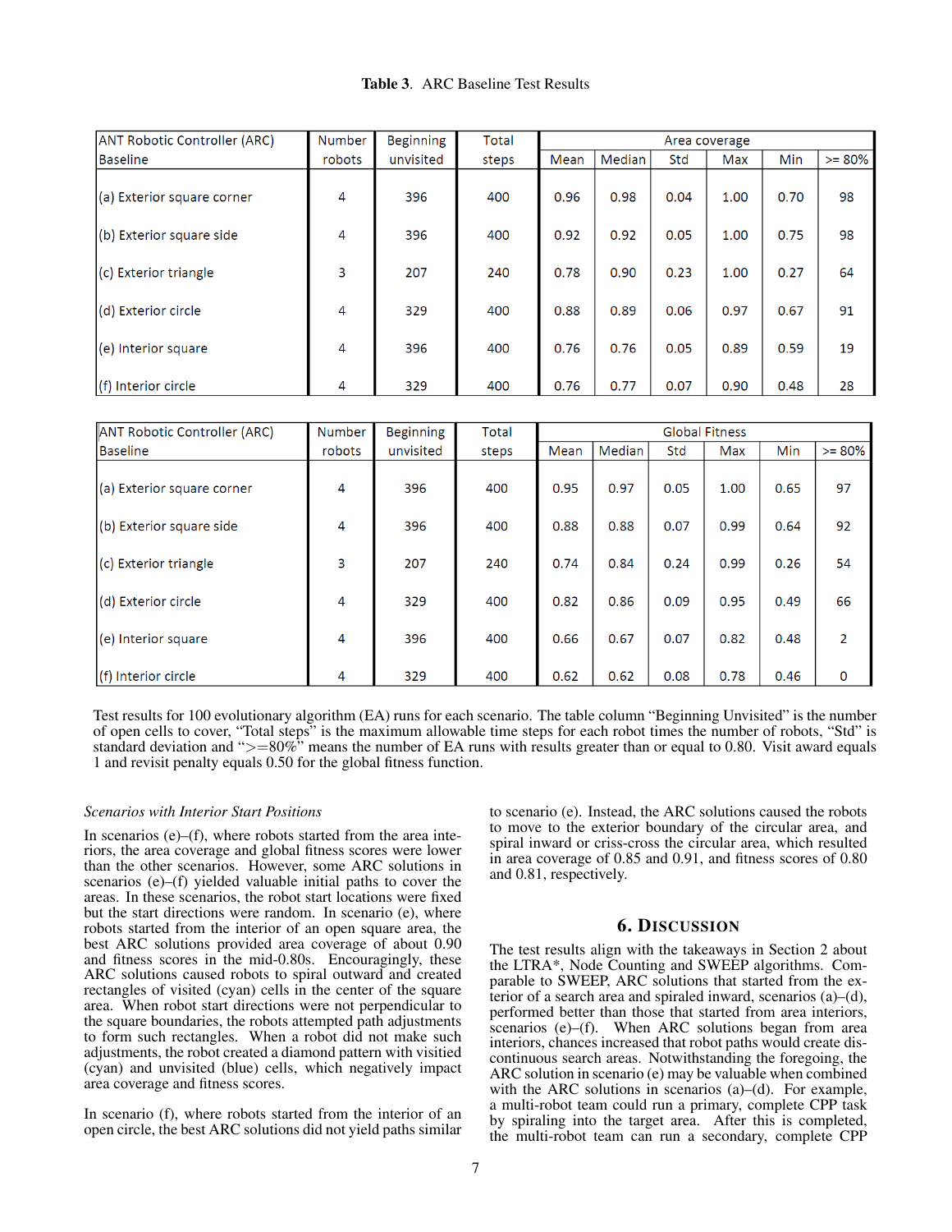**Table 3**. ARC Baseline Test Results

| ANT Robotic Controller (ARC) Baseline | Number robots | Beginning unvisited | Total steps | Area coverage | | | | | |
|---|---|---|---|---|---|---|---|---|---|
| | | | | Mean | Median | Std | Max | Min | >= 80% |
| (a) Exterior square corner | 4 | 396 | 400 | 0.96 | 0.98 | 0.04 | 1.00 | 0.70 | 98 |
| (b) Exterior square side | 4 | 396 | 400 | 0.92 | 0.92 | 0.05 | 1.00 | 0.75 | 98 |
| (c) Exterior triangle | 3 | 207 | 240 | 0.78 | 0.90 | 0.23 | 1.00 | 0.27 | 64 |
| (d) Exterior circle | 4 | 329 | 400 | 0.88 | 0.89 | 0.06 | 0.97 | 0.67 | 91 |
| (e) Interior square | 4 | 396 | 400 | 0.76 | 0.76 | 0.05 | 0.89 | 0.59 | 19 |
| (f) Interior circle | 4 | 329 | 400 | 0.76 | 0.77 | 0.07 | 0.90 | 0.48 | 28 |

| ANT Robotic Controller (ARC) Baseline | Number robots | Beginning unvisited | Total steps | Global Fitness | | | | | |
|---|---|---|---|---|---|---|---|---|---|
| | | | | Mean | Median | Std | Max | Min | >= 80% |
| (a) Exterior square corner | 4 | 396 | 400 | 0.95 | 0.97 | 0.05 | 1.00 | 0.65 | 97 |
| (b) Exterior square side | 4 | 396 | 400 | 0.88 | 0.88 | 0.07 | 0.99 | 0.64 | 92 |
| (c) Exterior triangle | 3 | 207 | 240 | 0.74 | 0.84 | 0.24 | 0.99 | 0.26 | 54 |
| (d) Exterior circle | 4 | 329 | 400 | 0.82 | 0.86 | 0.09 | 0.95 | 0.49 | 66 |
| (e) Interior square | 4 | 396 | 400 | 0.66 | 0.67 | 0.07 | 0.82 | 0.48 | 2 |
| (f) Interior circle | 4 | 329 | 400 | 0.62 | 0.62 | 0.08 | 0.78 | 0.46 | 0 |

Test results for 100 evolutionary algorithm (EA) runs for each scenario. The table column "Beginning Unvisited" is the number of open cells to cover, "Total steps" is the maximum allowable time steps for each robot times the number of robots, "Std" is standard deviation and ">=80%" means the number of EA runs with results greater than or equal to 0.80. Visit award equals 1 and revisit penalty equals 0.50 for the global fitness function.

*Scenarios with Interior Start Positions*

In scenarios (e)–(f), where robots started from the area interiors, the area coverage and global fitness scores were lower than the other scenarios. However, some ARC solutions in scenarios (e)–(f) yielded valuable initial paths to cover the areas. In these scenarios, the robot start locations were fixed but the start directions were random. In scenario (e), where robots started from the interior of an open square area, the best ARC solutions provided area coverage of about 0.90 and fitness scores in the mid-0.80s. Encouragingly, these ARC solutions caused robots to spiral outward and created rectangles of visited (cyan) cells in the center of the square area. When robot start directions were not perpendicular to the square boundaries, the robots attempted path adjustments to form such rectangles. When a robot did not make such adjustments, the robot created a diamond pattern with visited (cyan) and unvisited (blue) cells, which negatively impact area coverage and fitness scores.

In scenario (f), where robots started from the interior of an open circle, the best ARC solutions did not yield paths similar to scenario (e). Instead, the ARC solutions caused the robots to move to the exterior boundary of the circular area, and spiral inward or criss-cross the circular area, which resulted in area coverage of 0.85 and 0.91, and fitness scores of 0.80 and 0.81, respectively.

## 6. Discussion

The test results align with the takeaways in Section 2 about the LTRA*, Node Counting and SWEEP algorithms. Comparable to SWEEP, ARC solutions that started from the exterior of a search area and spiraled inward, scenarios (a)–(d), performed better than those that started from area interiors, scenarios (e)–(f). When ARC solutions began from area interiors, chances increased that robot paths would create discontinuous search areas. Notwithstanding the foregoing, the ARC solution in scenario (e) may be valuable when combined with the ARC solutions in scenarios (a)–(d). For example, a multi-robot team could run a primary, complete CPP task by spiraling into the target area. After this is completed, the multi-robot team can run a secondary, complete CPP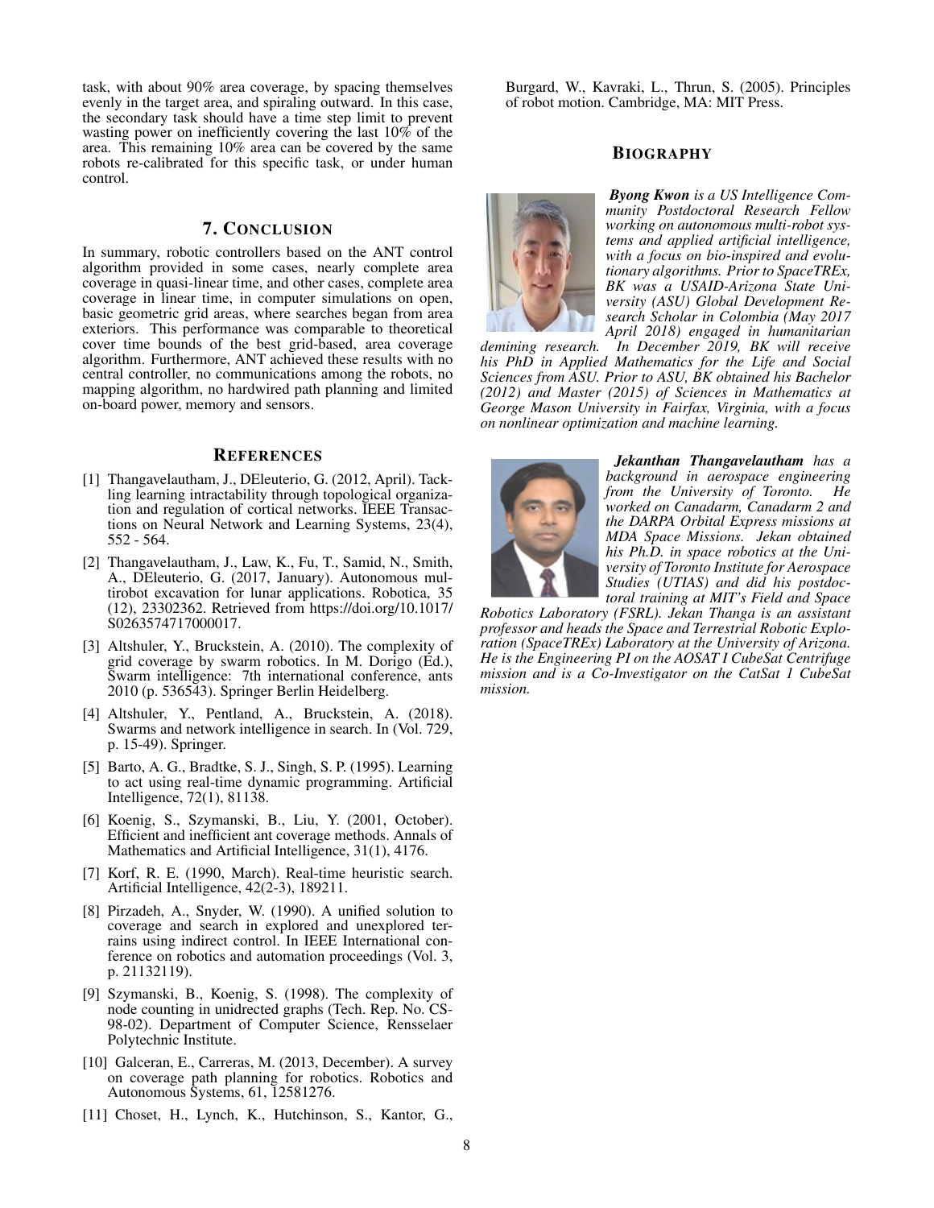task, with about 90% area coverage, by spacing themselves evenly in the target area, and spiraling outward. In this case, the secondary task should have a time step limit to prevent wasting power on inefficiently covering the last 10% of the area. This remaining 10% area can be covered by the same robots re-calibrated for this specific task, or under human control.

## 7. CONCLUSION

In summary, robotic controllers based on the ANT control algorithm provided in some cases, nearly complete area coverage in quasi-linear time, and other cases, complete area coverage in linear time, in computer simulations on open, basic geometric grid areas, where searches began from area exteriors. This performance was comparable to theoretical cover time bounds of the best grid-based, area coverage algorithm. Furthermore, ANT achieved these results with no central controller, no communications among the robots, no mapping algorithm, no hardwired path planning and limited on-board power, memory and sensors.

## REFERENCES

[1] Thangavelautham, J., DEleuterio, G. (2012, April). Tackling learning intractability through topological organization and regulation of cortical networks. IEEE Transactions on Neural Network and Learning Systems, 23(4), 552 - 564.

[2] Thangavelautham, J., Law, K., Fu, T., Samid, N., Smith, A., DEleuterio, G. (2017, January). Autonomous multirobot excavation for lunar applications. Robotica, 35 (12), 23302362. Retrieved from https://doi.org/10.1017/S0263574717000017.

[3] Altshuler, Y., Bruckstein, A. (2010). The complexity of grid coverage by swarm robotics. In M. Dorigo (Ed.), Swarm intelligence: 7th international conference, ants 2010 (p. 536543). Springer Berlin Heidelberg.

[4] Altshuler, Y., Pentland, A., Bruckstein, A. (2018). Swarms and network intelligence in search. In (Vol. 729, p. 15-49). Springer.

[5] Barto, A. G., Bradtke, S. J., Singh, S. P. (1995). Learning to act using real-time dynamic programming. Artificial Intelligence, 72(1), 81138.

[6] Koenig, S., Szymanski, B., Liu, Y. (2001, October). Efficient and inefficient ant coverage methods. Annals of Mathematics and Artificial Intelligence, 31(1), 4176.

[7] Korf, R. E. (1990, March). Real-time heuristic search. Artificial Intelligence, 42(2-3), 189211.

[8] Pirzadeh, A., Snyder, W. (1990). A unified solution to coverage and search in explored and unexplored terrains using indirect control. In IEEE International conference on robotics and automation proceedings (Vol. 3, p. 21132119).

[9] Szymanski, B., Koenig, S. (1998). The complexity of node counting in unidrected graphs (Tech. Rep. No. CS-98-02). Department of Computer Science, Rensselaer Polytechnic Institute.

[10] Galceran, E., Carreras, M. (2013, December). A survey on coverage path planning for robotics. Robotics and Autonomous Systems, 61, 12581276.

[11] Choset, H., Lynch, K., Hutchinson, S., Kantor, G., Burgard, W., Kavraki, L., Thrun, S. (2005). Principles of robot motion. Cambridge, MA: MIT Press.

## BIOGRAPHY

***Byong Kwon*** *is a US Intelligence Community Postdoctoral Research Fellow working on autonomous multi-robot systems and applied artificial intelligence, with a focus on bio-inspired and evolutionary algorithms. Prior to SpaceTREx, BK was a USAID-Arizona State University (ASU) Global Development Research Scholar in Colombia (May 2017 April 2018) engaged in humanitarian demining research. In December 2019, BK will receive his PhD in Applied Mathematics for the Life and Social Sciences from ASU. Prior to ASU, BK obtained his Bachelor (2012) and Master (2015) of Sciences in Mathematics at George Mason University in Fairfax, Virginia, with a focus on nonlinear optimization and machine learning.*

***Jekanthan Thangavelautham*** *has a background in aerospace engineering from the University of Toronto. He worked on Canadarm, Canadarm 2 and the DARPA Orbital Express missions at MDA Space Missions. Jekan obtained his Ph.D. in space robotics at the University of Toronto Institute for Aerospace Studies (UTIAS) and did his postdoctoral training at MIT's Field and Space Robotics Laboratory (FSRL). Jekan Thanga is an assistant professor and heads the Space and Terrestrial Robotic Exploration (SpaceTREx) Laboratory at the University of Arizona. He is the Engineering PI on the AOSAT I CubeSat Centrifuge mission and is a Co-Investigator on the CatSat 1 CubeSat mission.*